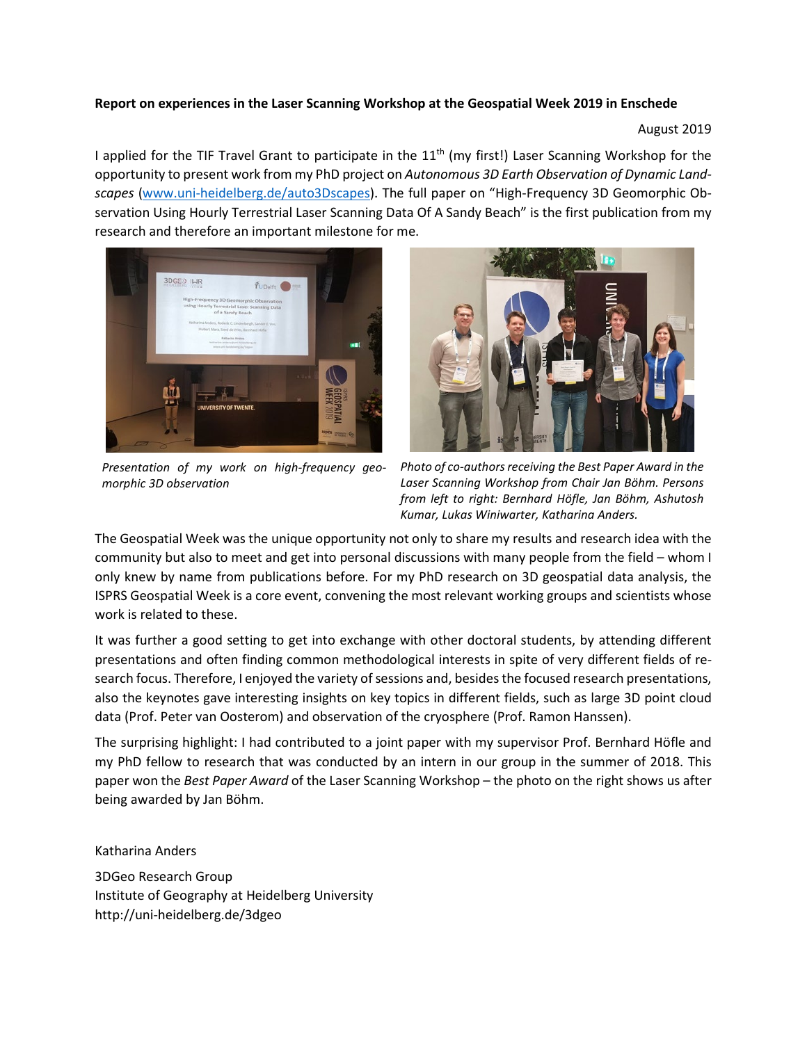**Report on experiences in the Laser Scanning Workshop at the Geospatial Week 2019 in Enschede**

August 2019

I applied for the TIF Travel Grant to participate in the 11th (my first!) Laser Scanning Workshop for the opportunity to present work from my PhD project on *Autonomous 3D Earth Observation of Dynamic Landscapes* (www.uni-heidelberg.de/auto3Dscapes). The full paper on "High-Frequency 3D Geomorphic Observation Using Hourly Terrestrial Laser Scanning Data Of A Sandy Beach" is the first publication from my research and therefore an important milestone for me.

*Presentation of my work on high-frequency geomorphic 3D observation*

*Photo of co-authors receiving the Best Paper Award in the Laser Scanning Workshop from Chair Jan Böhm. Persons from left to right: Bernhard Höfle, Jan Böhm, Ashutosh Kumar, Lukas Winiwarter, Katharina Anders.*

The Geospatial Week was the unique opportunity not only to share my results and research idea with the community but also to meet and get into personal discussions with many people from the field – whom I only knew by name from publications before. For my PhD research on 3D geospatial data analysis, the ISPRS Geospatial Week is a core event, convening the most relevant working groups and scientists whose work is related to these.

It was further a good setting to get into exchange with other doctoral students, by attending different presentations and often finding common methodological interests in spite of very different fields of research focus. Therefore, I enjoyed the variety of sessions and, besides the focused research presentations, also the keynotes gave interesting insights on key topics in different fields, such as large 3D point cloud data (Prof. Peter van Oosterom) and observation of the cryosphere (Prof. Ramon Hanssen).

The surprising highlight: I had contributed to a joint paper with my supervisor Prof. Bernhard Höfle and my PhD fellow to research that was conducted by an intern in our group in the summer of 2018. This paper won the *Best Paper Award* of the Laser Scanning Workshop – the photo on the right shows us after being awarded by Jan Böhm.

Katharina Anders

3DGeo Research Group
Institute of Geography at Heidelberg University
http://uni-heidelberg.de/3dgeo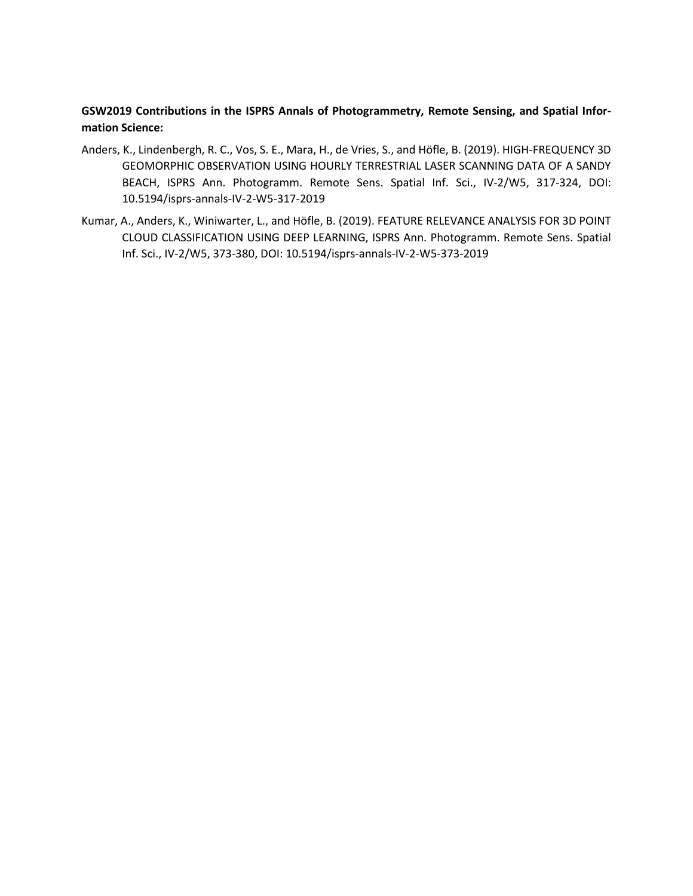**GSW2019 Contributions in the ISPRS Annals of Photogrammetry, Remote Sensing, and Spatial Information Science:**

Anders, K., Lindenbergh, R. C., Vos, S. E., Mara, H., de Vries, S., and Höfle, B. (2019). HIGH-FREQUENCY 3D GEOMORPHIC OBSERVATION USING HOURLY TERRESTRIAL LASER SCANNING DATA OF A SANDY BEACH, ISPRS Ann. Photogramm. Remote Sens. Spatial Inf. Sci., IV-2/W5, 317-324, DOI: 10.5194/isprs-annals-IV-2-W5-317-2019

Kumar, A., Anders, K., Winiwarter, L., and Höfle, B. (2019). FEATURE RELEVANCE ANALYSIS FOR 3D POINT CLOUD CLASSIFICATION USING DEEP LEARNING, ISPRS Ann. Photogramm. Remote Sens. Spatial Inf. Sci., IV-2/W5, 373-380, DOI: 10.5194/isprs-annals-IV-2-W5-373-2019